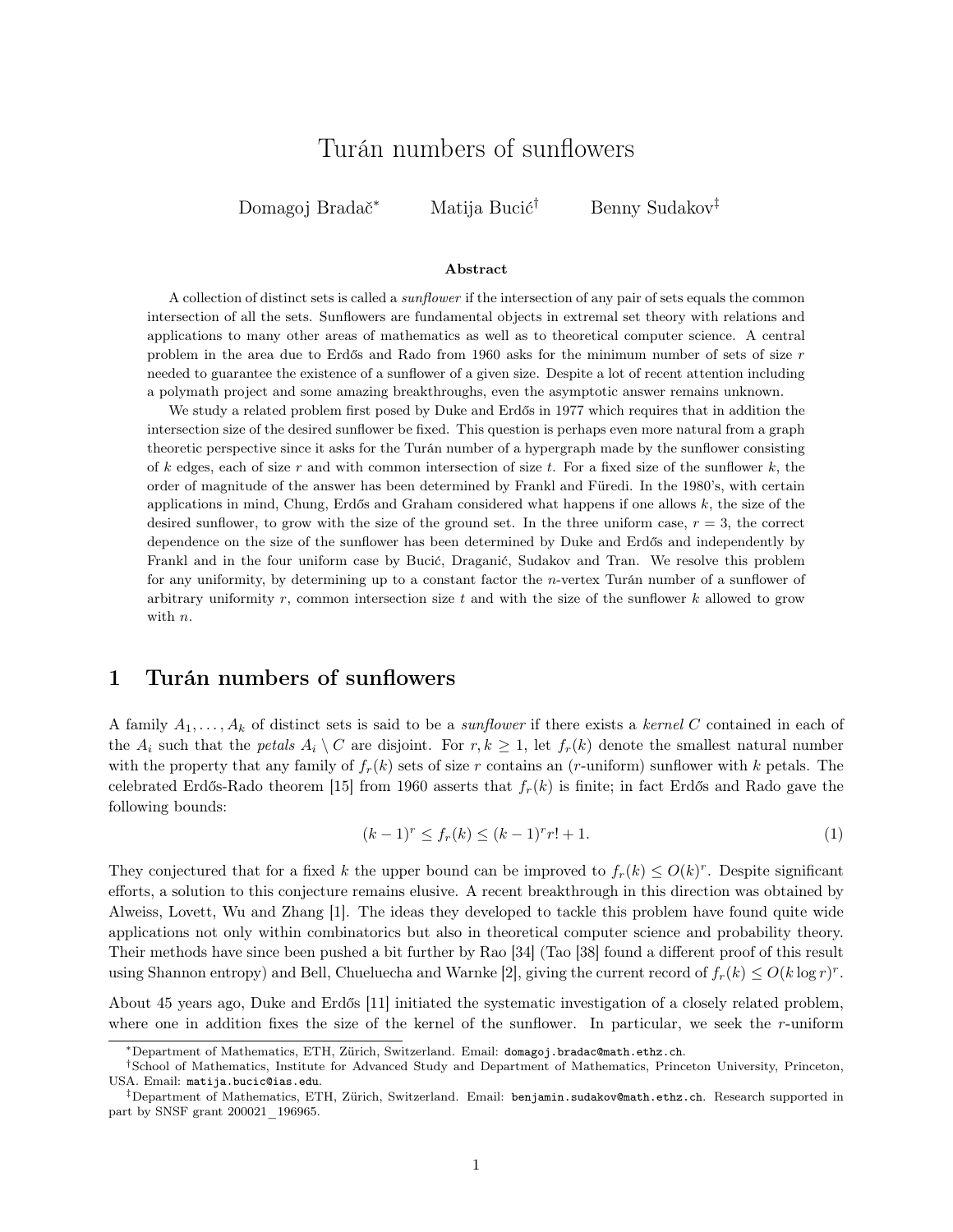# Turán numbers of sunflowers

Domagoj Bradač[*] Matija Bucić[†] Benny Sudakov[‡]

### Abstract

A collection of distinct sets is called a *sunflower* if the intersection of any pair of sets equals the common intersection of all the sets. Sunflowers are fundamental objects in extremal set theory with relations and applications to many other areas of mathematics as well as to theoretical computer science. A central problem in the area due to Erdős and Rado from 1960 asks for the minimum number of sets of size $r$ needed to guarantee the existence of a sunflower of a given size. Despite a lot of recent attention including a polymath project and some amazing breakthroughs, even the asymptotic answer remains unknown.

We study a related problem first posed by Duke and Erdős in 1977 which requires that in addition the intersection size of the desired sunflower be fixed. This question is perhaps even more natural from a graph theoretic perspective since it asks for the Turán number of a hypergraph made by the sunflower consisting of $k$ edges, each of size $r$ and with common intersection of size $t$. For a fixed size of the sunflower $k$, the order of magnitude of the answer has been determined by Frankl and Füredi. In the 1980's, with certain applications in mind, Chung, Erdős and Graham considered what happens if one allows $k$, the size of the desired sunflower, to grow with the size of the ground set. In the three uniform case, $r = 3$, the correct dependence on the size of the sunflower has been determined by Duke and Erdős and independently by Frankl and in the four uniform case by Bucić, Draganić, Sudakov and Tran. We resolve this problem for any uniformity, by determining up to a constant factor the $n$-vertex Turán number of a sunflower of arbitrary uniformity $r$, common intersection size $t$ and with the size of the sunflower $k$ allowed to grow with $n$.

## 1 Turán numbers of sunflowers

A family $A_1, \dots, A_k$ of distinct sets is said to be a *sunflower* if there exists a *kernel* $C$ contained in each of the $A_i$ such that the *petals* $A_i \setminus C$ are disjoint. For $r, k \geq 1$, let $f_r(k)$ denote the smallest natural number with the property that any family of $f_r(k)$ sets of size $r$ contains an ($r$-uniform) sunflower with $k$ petals. The celebrated Erdős-Rado theorem [15] from 1960 asserts that $f_r(k)$ is finite; in fact Erdős and Rado gave the following bounds:

$$(k-1)^r \leq f_r(k) \leq (k-1)^r r! + 1. \tag{1}$$

They conjectured that for a fixed $k$ the upper bound can be improved to $f_r(k) \leq O(k)^r$. Despite significant efforts, a solution to this conjecture remains elusive. A recent breakthrough in this direction was obtained by Alweiss, Lovett, Wu and Zhang [1]. The ideas they developed to tackle this problem have found quite wide applications not only within combinatorics but also in theoretical computer science and probability theory. Their methods have since been pushed a bit further by Rao [34] (Tao [38] found a different proof of this result using Shannon entropy) and Bell, Chueluecha and Warnke [2], giving the current record of $f_r(k) \leq O(k \log r)^r$.

About 45 years ago, Duke and Erdős [11] initiated the systematic investigation of a closely related problem, where one in addition fixes the size of the kernel of the sunflower. In particular, we seek the $r$-uniform

[*]Department of Mathematics, ETH, Zürich, Switzerland. Email: domagoj.bradac@math.ethz.ch.

[†]School of Mathematics, Institute for Advanced Study and Department of Mathematics, Princeton University, Princeton, USA. Email: matija.bucic@ias.edu.

[‡]Department of Mathematics, ETH, Zürich, Switzerland. Email: benjamin.sudakov@math.ethz.ch. Research supported in part by SNSF grant 200021_196965.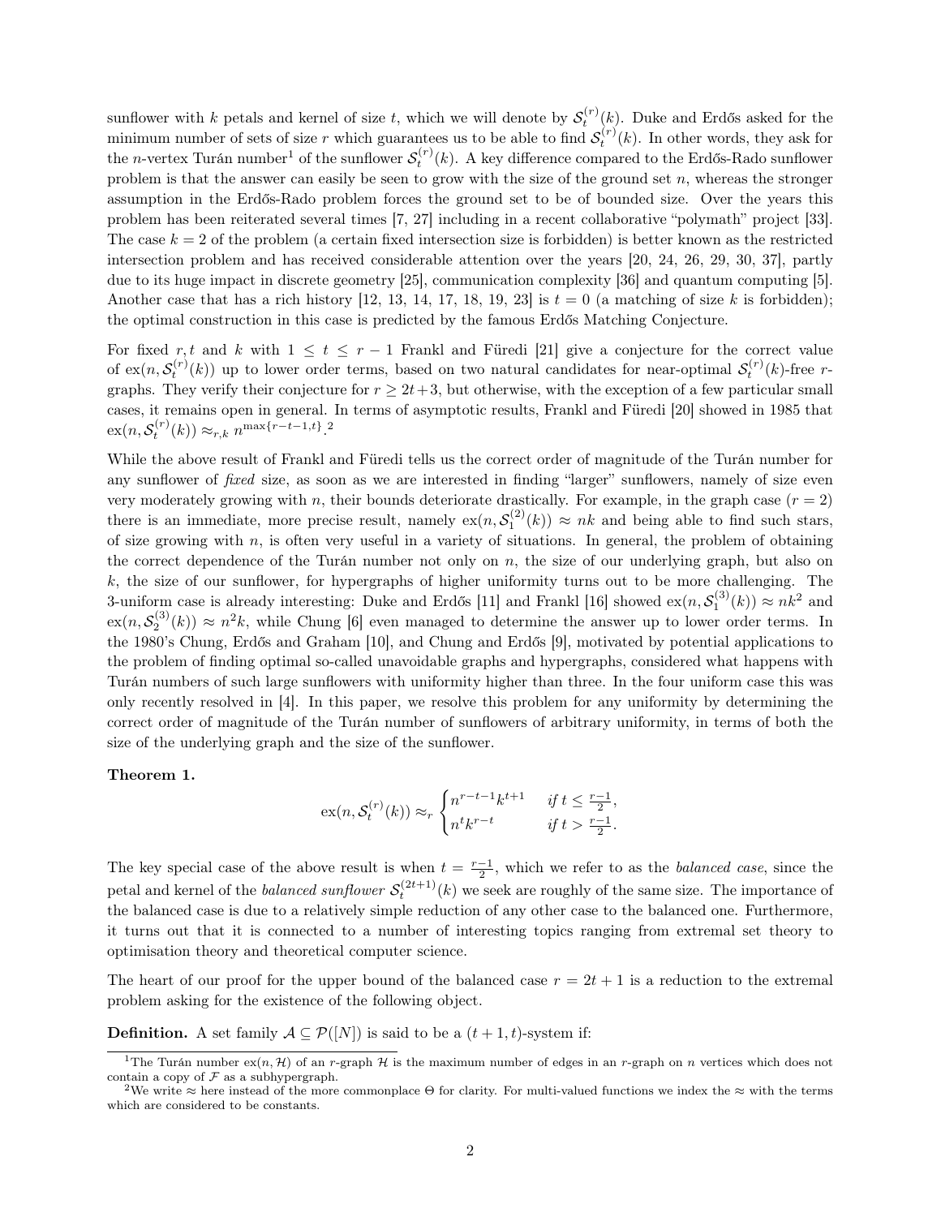sunflower with $k$ petals and kernel of size $t$, which we will denote by $\mathcal{S}_t^{(r)}(k)$. Duke and Erdős asked for the minimum number of sets of size $r$ which guarantees us to be able to find $\mathcal{S}_t^{(r)}(k)$. In other words, they ask for the $n$-vertex Turán number[1] of the sunflower $\mathcal{S}_t^{(r)}(k)$. A key difference compared to the Erdős-Rado sunflower problem is that the answer can easily be seen to grow with the size of the ground set $n$, whereas the stronger assumption in the Erdős-Rado problem forces the ground set to be of bounded size. Over the years this problem has been reiterated several times [7, 27] including in a recent collaborative "polymath" project [33]. The case $k = 2$ of the problem (a certain fixed intersection size is forbidden) is better known as the restricted intersection problem and has received considerable attention over the years [20, 24, 26, 29, 30, 37], partly due to its huge impact in discrete geometry [25], communication complexity [36] and quantum computing [5]. Another case that has a rich history [12, 13, 14, 17, 18, 19, 23] is $t = 0$ (a matching of size $k$ is forbidden); the optimal construction in this case is predicted by the famous Erdős Matching Conjecture.

For fixed $r, t$ and $k$ with $1 \leq t \leq r - 1$ Frankl and Füredi [21] give a conjecture for the correct value of $\text{ex}(n, \mathcal{S}_t^{(r)}(k))$ up to lower order terms, based on two natural candidates for near-optimal $\mathcal{S}_t^{(r)}(k)$-free $r$-graphs. They verify their conjecture for $r \geq 2t+3$, but otherwise, with the exception of a few particular small cases, it remains open in general. In terms of asymptotic results, Frankl and Füredi [20] showed in 1985 that $\text{ex}(n, \mathcal{S}_t^{(r)}(k)) \approx_{r,k} n^{\max\{r-t-1,t\}}$.[2]

While the above result of Frankl and Füredi tells us the correct order of magnitude of the Turán number for any sunflower of *fixed* size, as soon as we are interested in finding "larger" sunflowers, namely of size even very moderately growing with $n$, their bounds deteriorate drastically. For example, in the graph case ($r = 2$) there is an immediate, more precise result, namely $\text{ex}(n, \mathcal{S}_1^{(2)}(k)) \approx nk$ and being able to find such stars, of size growing with $n$, is often very useful in a variety of situations. In general, the problem of obtaining the correct dependence of the Turán number not only on $n$, the size of our underlying graph, but also on $k$, the size of our sunflower, for hypergraphs of higher uniformity turns out to be more challenging. The 3-uniform case is already interesting: Duke and Erdős [11] and Frankl [16] showed $\text{ex}(n, \mathcal{S}_1^{(3)}(k)) \approx nk^2$ and $\text{ex}(n, \mathcal{S}_2^{(3)}(k)) \approx n^2 k$, while Chung [6] even managed to determine the answer up to lower order terms. In the 1980's Chung, Erdős and Graham [10], and Chung and Erdős [9], motivated by potential applications to the problem of finding optimal so-called unavoidable graphs and hypergraphs, considered what happens with Turán numbers of such large sunflowers with uniformity higher than three. In the four uniform case this was only recently resolved in [4]. In this paper, we resolve this problem for any uniformity by determining the correct order of magnitude of the Turán number of sunflowers of arbitrary uniformity, in terms of both the size of the underlying graph and the size of the sunflower.

**Theorem 1.**

$$\text{ex}(n, \mathcal{S}_t^{(r)}(k)) \approx_r \begin{cases} n^{r-t-1} k^{t+1} & \text{if } t \leq \frac{r-1}{2}, \\ n^t k^{r-t} & \text{if } t > \frac{r-1}{2}. \end{cases}$$

The key special case of the above result is when $t = \frac{r-1}{2}$, which we refer to as the *balanced case*, since the petal and kernel of the *balanced sunflower* $\mathcal{S}_t^{(2t+1)}(k)$ we seek are roughly of the same size. The importance of the balanced case is due to a relatively simple reduction of any other case to the balanced one. Furthermore, it turns out that it is connected to a number of interesting topics ranging from extremal set theory to optimisation theory and theoretical computer science.

The heart of our proof for the upper bound of the balanced case $r = 2t + 1$ is a reduction to the extremal problem asking for the existence of the following object.

**Definition.** A set family $\mathcal{A} \subseteq \mathcal{P}([N])$ is said to be a $(t + 1, t)$-system if:

---

[1] The Turán number $\text{ex}(n, \mathcal{H})$ of an $r$-graph $\mathcal{H}$ is the maximum number of edges in an $r$-graph on $n$ vertices which does not contain a copy of $\mathcal{F}$ as a subhypergraph.

[2] We write $\approx$ here instead of the more commonplace $\Theta$ for clarity. For multi-valued functions we index the $\approx$ with the terms which are considered to be constants.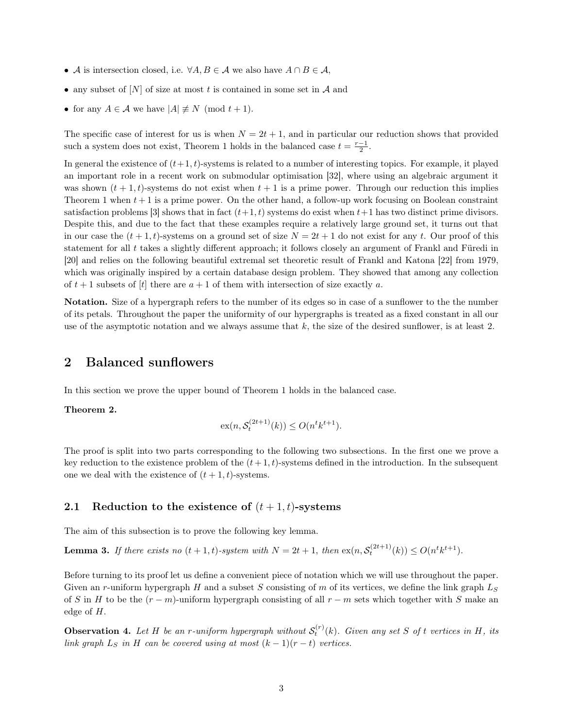- $\mathcal{A}$ is intersection closed, i.e. $\forall A, B \in \mathcal{A}$ we also have $A \cap B \in \mathcal{A}$,
- any subset of $[N]$ of size at most $t$ is contained in some set in $\mathcal{A}$ and
- for any $A \in \mathcal{A}$ we have $|A| \not\equiv N \pmod{t+1}$.

The specific case of interest for us is when $N = 2t+1$, and in particular our reduction shows that provided such a system does not exist, Theorem 1 holds in the balanced case $t = \frac{r-1}{2}$.

In general the existence of $(t+1,t)$-systems is related to a number of interesting topics. For example, it played an important role in a recent work on submodular optimisation [32], where using an algebraic argument it was shown $(t+1,t)$-systems do not exist when $t+1$ is a prime power. Through our reduction this implies Theorem 1 when $t+1$ is a prime power. On the other hand, a follow-up work focusing on Boolean constraint satisfaction problems [3] shows that in fact $(t+1,t)$ systems do exist when $t+1$ has two distinct prime divisors. Despite this, and due to the fact that these examples require a relatively large ground set, it turns out that in our case the $(t+1,t)$-systems on a ground set of size $N = 2t+1$ do not exist for any $t$. Our proof of this statement for all $t$ takes a slightly different approach; it follows closely an argument of Frankl and Füredi in [20] and relies on the following beautiful extremal set theoretic result of Frankl and Katona [22] from 1979, which was originally inspired by a certain database design problem. They showed that among any collection of $t+1$ subsets of $[t]$ there are $a+1$ of them with intersection of size exactly $a$.

**Notation.** Size of a hypergraph refers to the number of its edges so in case of a sunflower to the the number of its petals. Throughout the paper the uniformity of our hypergraphs is treated as a fixed constant in all our use of the asymptotic notation and we always assume that $k$, the size of the desired sunflower, is at least 2.

## 2 Balanced sunflowers

In this section we prove the upper bound of Theorem 1 holds in the balanced case.

**Theorem 2.**

$$\mathrm{ex}(n, \mathcal{S}_t^{(2t+1)}(k)) \leq O(n^t k^{t+1}).$$

The proof is split into two parts corresponding to the following two subsections. In the first one we prove a key reduction to the existence problem of the $(t+1,t)$-systems defined in the introduction. In the subsequent one we deal with the existence of $(t+1,t)$-systems.

### 2.1 Reduction to the existence of $(t+1,t)$-systems

The aim of this subsection is to prove the following key lemma.

**Lemma 3.** *If there exists no $(t+1,t)$-system with $N = 2t+1$, then $\mathrm{ex}(n, \mathcal{S}_t^{(2t+1)}(k)) \leq O(n^t k^{t+1})$.*

Before turning to its proof let us define a convenient piece of notation which we will use throughout the paper. Given an $r$-uniform hypergraph $H$ and a subset $S$ consisting of $m$ of its vertices, we define the link graph $L_S$ of $S$ in $H$ to be the $(r-m)$-uniform hypergraph consisting of all $r-m$ sets which together with $S$ make an edge of $H$.

**Observation 4.** *Let $H$ be an $r$-uniform hypergraph without $\mathcal{S}_t^{(r)}(k)$. Given any set $S$ of $t$ vertices in $H$, its link graph $L_S$ in $H$ can be covered using at most $(k-1)(r-t)$ vertices.*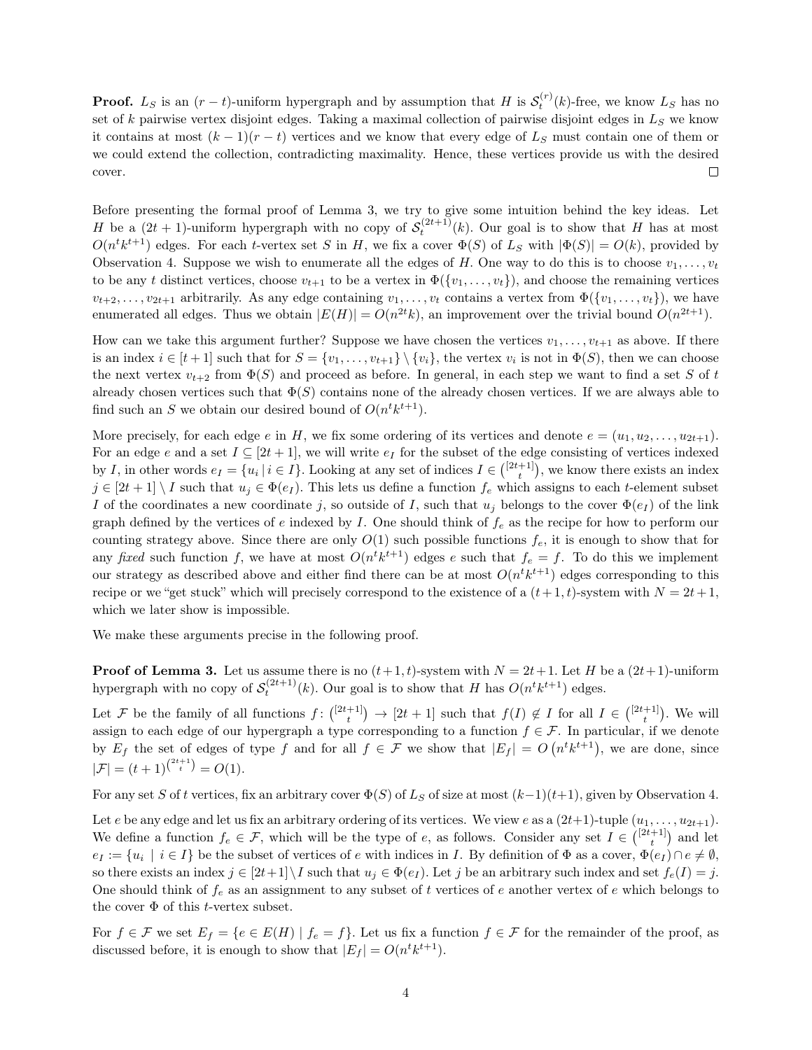**Proof.** $L_S$ is an $(r-t)$-uniform hypergraph and by assumption that $H$ is $\mathcal{S}_t^{(r)}(k)$-free, we know $L_S$ has no set of $k$ pairwise vertex disjoint edges. Taking a maximal collection of pairwise disjoint edges in $L_S$ we know it contains at most $(k-1)(r-t)$ vertices and we know that every edge of $L_S$ must contain one of them or we could extend the collection, contradicting maximality. Hence, these vertices provide us with the desired cover. $\square$

Before presenting the formal proof of Lemma 3, we try to give some intuition behind the key ideas. Let $H$ be a $(2t+1)$-uniform hypergraph with no copy of $\mathcal{S}_t^{(2t+1)}(k)$. Our goal is to show that $H$ has at most $O(n^t k^{t+1})$ edges. For each $t$-vertex set $S$ in $H$, we fix a cover $\Phi(S)$ of $L_S$ with $|\Phi(S)| = O(k)$, provided by Observation 4. Suppose we wish to enumerate all the edges of $H$. One way to do this is to choose $v_1, \ldots, v_t$ to be any $t$ distinct vertices, choose $v_{t+1}$ to be a vertex in $\Phi(\{v_1, \ldots, v_t\})$, and choose the remaining vertices $v_{t+2}, \ldots, v_{2t+1}$ arbitrarily. As any edge containing $v_1, \ldots, v_t$ contains a vertex from $\Phi(\{v_1, \ldots, v_t\})$, we have enumerated all edges. Thus we obtain $|E(H)| = O(n^{2t}k)$, an improvement over the trivial bound $O(n^{2t+1})$.

How can we take this argument further? Suppose we have chosen the vertices $v_1, \ldots, v_{t+1}$ as above. If there is an index $i \in [t+1]$ such that for $S = \{v_1, \ldots, v_{t+1}\} \setminus \{v_i\}$, the vertex $v_i$ is not in $\Phi(S)$, then we can choose the next vertex $v_{t+2}$ from $\Phi(S)$ and proceed as before. In general, in each step we want to find a set $S$ of $t$ already chosen vertices such that $\Phi(S)$ contains none of the already chosen vertices. If we are always able to find such an $S$ we obtain our desired bound of $O(n^t k^{t+1})$.

More precisely, for each edge $e$ in $H$, we fix some ordering of its vertices and denote $e = (u_1, u_2, \ldots, u_{2t+1})$. For an edge $e$ and a set $I \subseteq [2t+1]$, we will write $e_I$ for the subset of the edge consisting of vertices indexed by $I$, in other words $e_I = \{u_i \mid i \in I\}$. Looking at any set of indices $I \in \binom{[2t+1]}{t}$, we know there exists an index $j \in [2t+1] \setminus I$ such that $u_j \in \Phi(e_I)$. This lets us define a function $f_e$ which assigns to each $t$-element subset $I$ of the coordinates a new coordinate $j$, so outside of $I$, such that $u_j$ belongs to the cover $\Phi(e_I)$ of the link graph defined by the vertices of $e$ indexed by $I$. One should think of $f_e$ as the recipe for how to perform our counting strategy above. Since there are only $O(1)$ such possible functions $f_e$, it is enough to show that for any *fixed* such function $f$, we have at most $O(n^t k^{t+1})$ edges $e$ such that $f_e = f$. To do this we implement our strategy as described above and either find there can be at most $O(n^t k^{t+1})$ edges corresponding to this recipe or we "get stuck" which will precisely correspond to the existence of a $(t+1, t)$-system with $N = 2t+1$, which we later show is impossible.

We make these arguments precise in the following proof.

**Proof of Lemma 3.** Let us assume there is no $(t+1, t)$-system with $N = 2t+1$. Let $H$ be a $(2t+1)$-uniform hypergraph with no copy of $\mathcal{S}_t^{(2t+1)}(k)$. Our goal is to show that $H$ has $O(n^t k^{t+1})$ edges.

Let $\mathcal{F}$ be the family of all functions $f\colon \binom{[2t+1]}{t} \to [2t+1]$ such that $f(I) \notin I$ for all $I \in \binom{[2t+1]}{t}$. We will assign to each edge of our hypergraph a type corresponding to a function $f \in \mathcal{F}$. In particular, if we denote by $E_f$ the set of edges of type $f$ and for all $f \in \mathcal{F}$ we show that $|E_f| = O\left(n^t k^{t+1}\right)$, we are done, since $|\mathcal{F}| = (t+1)^{\binom{2t+1}{t}} = O(1)$.

For any set $S$ of $t$ vertices, fix an arbitrary cover $\Phi(S)$ of $L_S$ of size at most $(k-1)(t+1)$, given by Observation 4.

Let $e$ be any edge and let us fix an arbitrary ordering of its vertices. We view $e$ as a $(2t+1)$-tuple $(u_1, \ldots, u_{2t+1})$. We define a function $f_e \in \mathcal{F}$, which will be the type of $e$, as follows. Consider any set $I \in \binom{[2t+1]}{t}$ and let $e_I := \{u_i \mid i \in I\}$ be the subset of vertices of $e$ with indices in $I$. By definition of $\Phi$ as a cover, $\Phi(e_I) \cap e \neq \emptyset$, so there exists an index $j \in [2t+1] \setminus I$ such that $u_j \in \Phi(e_I)$. Let $j$ be an arbitrary such index and set $f_e(I) = j$. One should think of $f_e$ as an assignment to any subset of $t$ vertices of $e$ another vertex of $e$ which belongs to the cover $\Phi$ of this $t$-vertex subset.

For $f \in \mathcal{F}$ we set $E_f = \{e \in E(H) \mid f_e = f\}$. Let us fix a function $f \in \mathcal{F}$ for the remainder of the proof, as discussed before, it is enough to show that $|E_f| = O(n^t k^{t+1})$.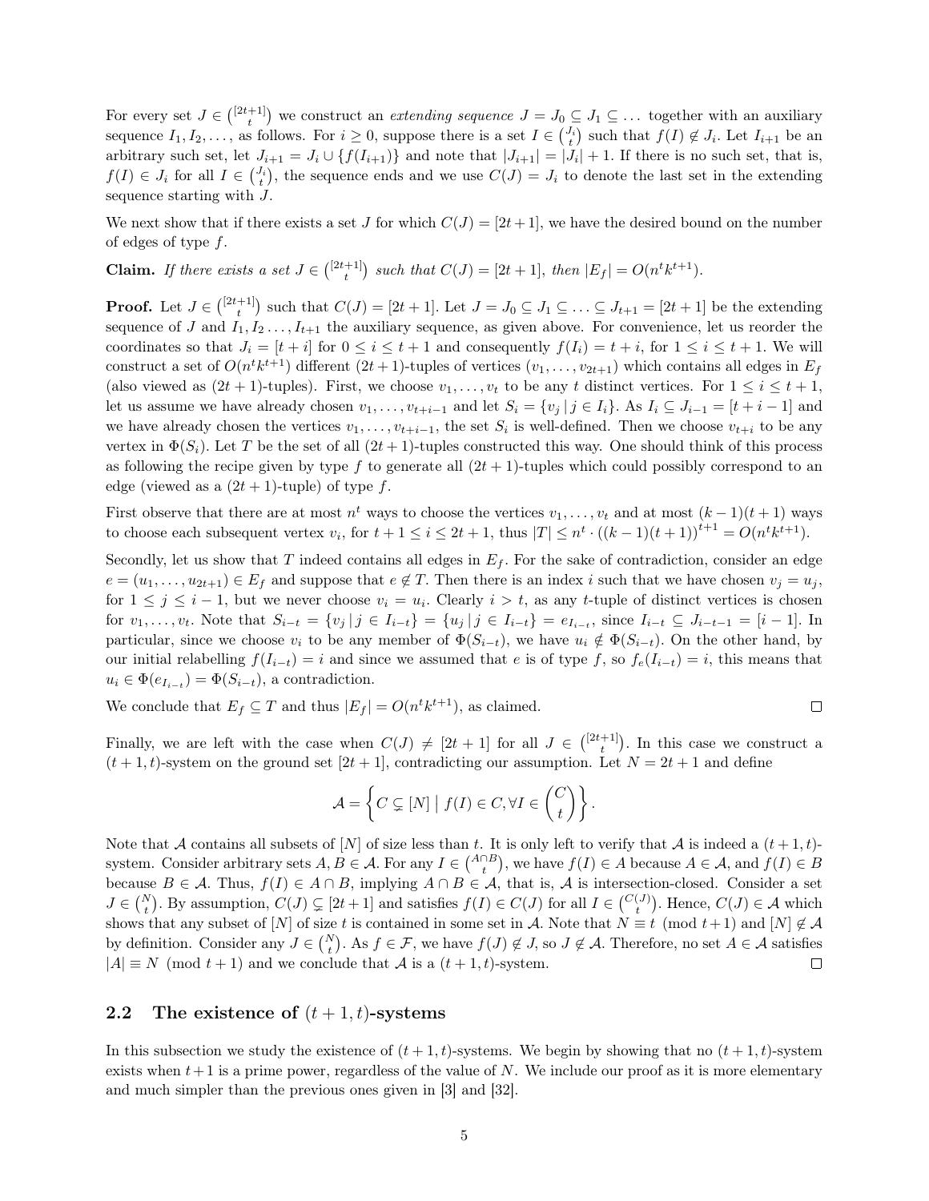For every set $J \in \binom{[2t+1]}{t}$ we construct an *extending sequence* $J = J_0 \subseteq J_1 \subseteq \dots$ together with an auxiliary sequence $I_1, I_2, \dots,$ as follows. For $i \geq 0$, suppose there is a set $I \in \binom{J_i}{t}$ such that $f(I) \notin J_i$. Let $I_{i+1}$ be an arbitrary such set, let $J_{i+1} = J_i \cup \{f(I_{i+1})\}$ and note that $|J_{i+1}| = |J_i| + 1$. If there is no such set, that is, $f(I) \in J_i$ for all $I \in \binom{J_i}{t}$, the sequence ends and we use $C(J) = J_i$ to denote the last set in the extending sequence starting with $J$.

We next show that if there exists a set $J$ for which $C(J) = [2t+1]$, we have the desired bound on the number of edges of type $f$.

**Claim.** *If there exists a set $J \in \binom{[2t+1]}{t}$ such that $C(J) = [2t+1]$, then $|E_f| = O(n^t k^{t+1})$.*

**Proof.** Let $J \in \binom{[2t+1]}{t}$ such that $C(J) = [2t+1]$. Let $J = J_0 \subseteq J_1 \subseteq \ldots \subseteq J_{t+1} = [2t+1]$ be the extending sequence of $J$ and $I_1, I_2 \ldots, I_{t+1}$ the auxiliary sequence, as given above. For convenience, let us reorder the coordinates so that $J_i = [t+i]$ for $0 \leq i \leq t+1$ and consequently $f(I_i) = t+i$, for $1 \leq i \leq t+1$. We will construct a set of $O(n^t k^{t+1})$ different $(2t+1)$-tuples of vertices $(v_1, \dots, v_{2t+1})$ which contains all edges in $E_f$ (also viewed as $(2t+1)$-tuples). First, we choose $v_1, \dots, v_t$ to be any $t$ distinct vertices. For $1 \leq i \leq t+1$, let us assume we have already chosen $v_1, \dots, v_{t+i-1}$ and let $S_i = \{v_j \mid j \in I_i\}$. As $I_i \subseteq J_{i-1} = [t+i-1]$ and we have already chosen the vertices $v_1, \dots, v_{t+i-1}$, the set $S_i$ is well-defined. Then we choose $v_{t+i}$ to be any vertex in $\Phi(S_i)$. Let $T$ be the set of all $(2t+1)$-tuples constructed this way. One should think of this process as following the recipe given by type $f$ to generate all $(2t+1)$-tuples which could possibly correspond to an edge (viewed as a $(2t+1)$-tuple) of type $f$.

First observe that there are at most $n^t$ ways to choose the vertices $v_1, \dots, v_t$ and at most $(k-1)(t+1)$ ways to choose each subsequent vertex $v_i$, for $t+1 \leq i \leq 2t+1$, thus $|T| \leq n^t \cdot ((k-1)(t+1))^{t+1} = O(n^t k^{t+1})$.

Secondly, let us show that $T$ indeed contains all edges in $E_f$. For the sake of contradiction, consider an edge $e = (u_1, \dots, u_{2t+1}) \in E_f$ and suppose that $e \notin T$. Then there is an index $i$ such that we have chosen $v_j = u_j$, for $1 \leq j \leq i-1$, but we never choose $v_i = u_i$. Clearly $i > t$, as any $t$-tuple of distinct vertices is chosen for $v_1, \dots, v_t$. Note that $S_{i-t} = \{v_j \mid j \in I_{i-t}\} = \{u_j \mid j \in I_{i-t}\} = e_{I_{i-t}}$, since $I_{i-t} \subseteq J_{i-t-1} = [i-1]$. In particular, since we choose $v_i$ to be any member of $\Phi(S_{i-t})$, we have $u_i \notin \Phi(S_{i-t})$. On the other hand, by our initial relabelling $f(I_{i-t}) = i$ and since we assumed that $e$ is of type $f$, so $f_e(I_{i-t}) = i$, this means that $u_i \in \Phi(e_{I_{i-t}}) = \Phi(S_{i-t})$, a contradiction.

We conclude that $E_f \subseteq T$ and thus $|E_f| = O(n^t k^{t+1})$, as claimed. $\square$

Finally, we are left with the case when $C(J) \neq [2t+1]$ for all $J \in \binom{[2t+1]}{t}$. In this case we construct a $(t+1,t)$-system on the ground set $[2t+1]$, contradicting our assumption. Let $N = 2t+1$ and define

$$\mathcal{A} = \left\{ C \subsetneq [N] \;\middle|\; f(I) \in C, \forall I \in \binom{C}{t} \right\}.$$

Note that $\mathcal{A}$ contains all subsets of $[N]$ of size less than $t$. It is only left to verify that $\mathcal{A}$ is indeed a $(t+1,t)$-system. Consider arbitrary sets $A, B \in \mathcal{A}$. For any $I \in \binom{A \cap B}{t}$, we have $f(I) \in A$ because $A \in \mathcal{A}$, and $f(I) \in B$ because $B \in \mathcal{A}$. Thus, $f(I) \in A \cap B$, implying $A \cap B \in \mathcal{A}$, that is, $\mathcal{A}$ is intersection-closed. Consider a set $J \in \binom{N}{t}$. By assumption, $C(J) \subsetneq [2t+1]$ and satisfies $f(I) \in C(J)$ for all $I \in \binom{C(J)}{t}$. Hence, $C(J) \in \mathcal{A}$ which shows that any subset of $[N]$ of size $t$ is contained in some set in $\mathcal{A}$. Note that $N \equiv t \pmod{t+1}$ and $[N] \notin \mathcal{A}$ by definition. Consider any $J \in \binom{N}{t}$. As $f \in \mathcal{F}$, we have $f(J) \notin J$, so $J \notin \mathcal{A}$. Therefore, no set $A \in \mathcal{A}$ satisfies $|A| \equiv N \pmod{t+1}$ and we conclude that $\mathcal{A}$ is a $(t+1,t)$-system. $\square$

## 2.2 The existence of $(t+1,t)$-systems

In this subsection we study the existence of $(t+1,t)$-systems. We begin by showing that no $(t+1,t)$-system exists when $t+1$ is a prime power, regardless of the value of $N$. We include our proof as it is more elementary and much simpler than the previous ones given in [3] and [32].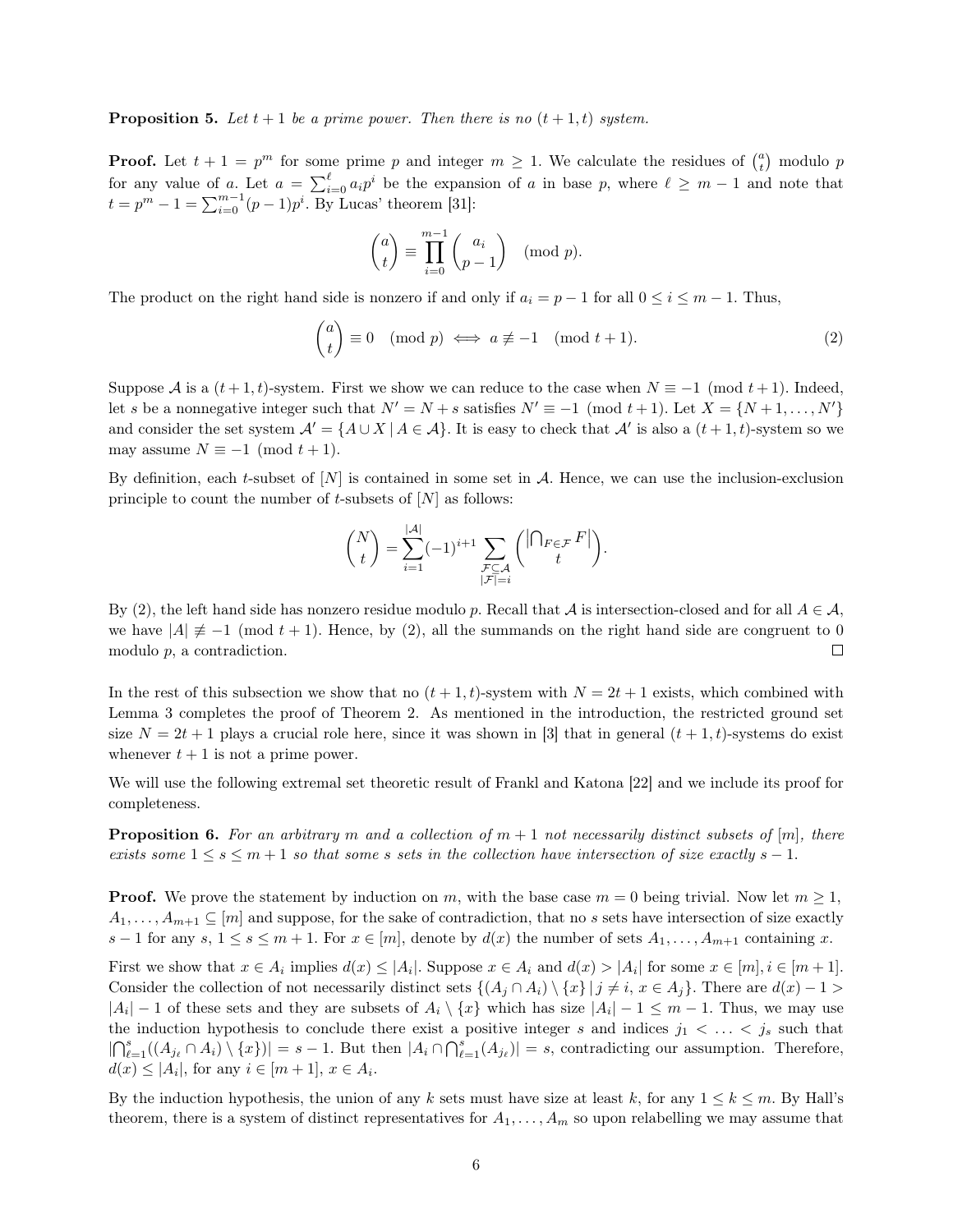**Proposition 5.** *Let $t+1$ be a prime power. Then there is no $(t+1,t)$ system.*

**Proof.** Let $t+1 = p^m$ for some prime $p$ and integer $m \geq 1$. We calculate the residues of $\binom{a}{t}$ modulo $p$ for any value of $a$. Let $a = \sum_{i=0}^{\ell} a_i p^i$ be the expansion of $a$ in base $p$, where $\ell \geq m-1$ and note that $t = p^m - 1 = \sum_{i=0}^{m-1}(p-1)p^i$. By Lucas' theorem [31]:

$$\binom{a}{t} \equiv \prod_{i=0}^{m-1} \binom{a_i}{p-1} \pmod{p}.$$

The product on the right hand side is nonzero if and only if $a_i = p-1$ for all $0 \leq i \leq m-1$. Thus,

$$\binom{a}{t} \equiv 0 \pmod{p} \iff a \not\equiv -1 \pmod{t+1}. \tag{2}$$

Suppose $\mathcal{A}$ is a $(t+1,t)$-system. First we show we can reduce to the case when $N \equiv -1 \pmod{t+1}$. Indeed, let $s$ be a nonnegative integer such that $N' = N + s$ satisfies $N' \equiv -1 \pmod{t+1}$. Let $X = \{N+1, \ldots, N'\}$ and consider the set system $\mathcal{A}' = \{A \cup X \mid A \in \mathcal{A}\}$. It is easy to check that $\mathcal{A}'$ is also a $(t+1,t)$-system so we may assume $N \equiv -1 \pmod{t+1}$.

By definition, each $t$-subset of $[N]$ is contained in some set in $\mathcal{A}$. Hence, we can use the inclusion-exclusion principle to count the number of $t$-subsets of $[N]$ as follows:

$$\binom{N}{t} = \sum_{i=1}^{|\mathcal{A}|} (-1)^{i+1} \sum_{\substack{\mathcal{F} \subseteq \mathcal{A} \\ |\mathcal{F}| = i}} \binom{\left|\bigcap_{F \in \mathcal{F}} F\right|}{t}.$$

By (2), the left hand side has nonzero residue modulo $p$. Recall that $\mathcal{A}$ is intersection-closed and for all $A \in \mathcal{A}$, we have $|A| \not\equiv -1 \pmod{t+1}$. Hence, by (2), all the summands on the right hand side are congruent to 0 modulo $p$, a contradiction. $\square$

In the rest of this subsection we show that no $(t+1,t)$-system with $N = 2t+1$ exists, which combined with Lemma 3 completes the proof of Theorem 2. As mentioned in the introduction, the restricted ground set size $N = 2t+1$ plays a crucial role here, since it was shown in [3] that in general $(t+1,t)$-systems do exist whenever $t+1$ is not a prime power.

We will use the following extremal set theoretic result of Frankl and Katona [22] and we include its proof for completeness.

**Proposition 6.** *For an arbitrary $m$ and a collection of $m+1$ not necessarily distinct subsets of $[m]$, there exists some $1 \leq s \leq m+1$ so that some $s$ sets in the collection have intersection of size exactly $s-1$.*

**Proof.** We prove the statement by induction on $m$, with the base case $m = 0$ being trivial. Now let $m \geq 1$, $A_1, \ldots, A_{m+1} \subseteq [m]$ and suppose, for the sake of contradiction, that no $s$ sets have intersection of size exactly $s-1$ for any $s$, $1 \leq s \leq m+1$. For $x \in [m]$, denote by $d(x)$ the number of sets $A_1, \ldots, A_{m+1}$ containing $x$.

First we show that $x \in A_i$ implies $d(x) \leq |A_i|$. Suppose $x \in A_i$ and $d(x) > |A_i|$ for some $x \in [m], i \in [m+1]$. Consider the collection of not necessarily distinct sets $\{(A_j \cap A_i) \setminus \{x\} \mid j \neq i,\, x \in A_j\}$. There are $d(x) - 1 > |A_i| - 1$ of these sets and they are subsets of $A_i \setminus \{x\}$ which has size $|A_i| - 1 \leq m-1$. Thus, we may use the induction hypothesis to conclude there exist a positive integer $s$ and indices $j_1 < \ldots < j_s$ such that $|\bigcap_{\ell=1}^{s}((A_{j_\ell} \cap A_i) \setminus \{x\})| = s-1$. But then $|A_i \cap \bigcap_{\ell=1}^{s}(A_{j_\ell})| = s$, contradicting our assumption. Therefore, $d(x) \leq |A_i|$, for any $i \in [m+1]$, $x \in A_i$.

By the induction hypothesis, the union of any $k$ sets must have size at least $k$, for any $1 \leq k \leq m$. By Hall's theorem, there is a system of distinct representatives for $A_1, \ldots, A_m$ so upon relabelling we may assume that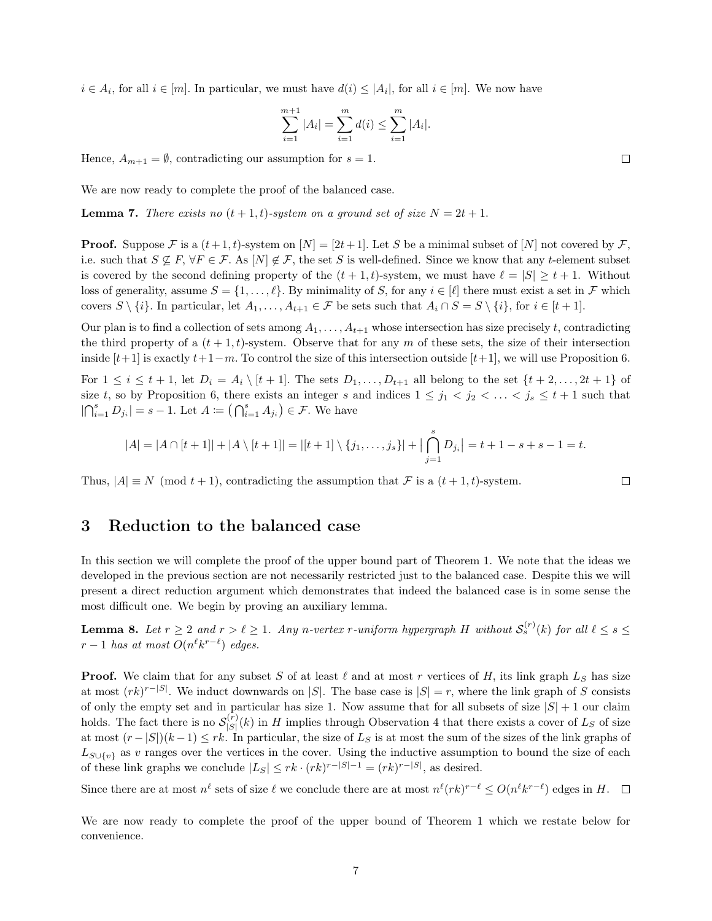$i \in A_i$, for all $i \in [m]$. In particular, we must have $d(i) \leq |A_i|$, for all $i \in [m]$. We now have

$$\sum_{i=1}^{m+1} |A_i| = \sum_{i=1}^{m} d(i) \leq \sum_{i=1}^{m} |A_i|.$$

Hence, $A_{m+1} = \emptyset$, contradicting our assumption for $s = 1$. □

We are now ready to complete the proof of the balanced case.

**Lemma 7.** *There exists no $(t+1,t)$-system on a ground set of size $N = 2t+1$.*

**Proof.** Suppose $\mathcal{F}$ is a $(t+1,t)$-system on $[N] = [2t+1]$. Let $S$ be a minimal subset of $[N]$ not covered by $\mathcal{F}$, i.e. such that $S \not\subseteq F$, $\forall F \in \mathcal{F}$. As $[N] \notin \mathcal{F}$, the set $S$ is well-defined. Since we know that any $t$-element subset is covered by the second defining property of the $(t+1,t)$-system, we must have $\ell = |S| \geq t+1$. Without loss of generality, assume $S = \{1, \ldots, \ell\}$. By minimality of $S$, for any $i \in [\ell]$ there must exist a set in $\mathcal{F}$ which covers $S \setminus \{i\}$. In particular, let $A_1, \ldots, A_{t+1} \in \mathcal{F}$ be sets such that $A_i \cap S = S \setminus \{i\}$, for $i \in [t+1]$.

Our plan is to find a collection of sets among $A_1, \ldots, A_{t+1}$ whose intersection has size precisely $t$, contradicting the third property of a $(t+1,t)$-system. Observe that for any $m$ of these sets, the size of their intersection inside $[t+1]$ is exactly $t+1-m$. To control the size of this intersection outside $[t+1]$, we will use Proposition 6.

For $1 \leq i \leq t+1$, let $D_i = A_i \setminus [t+1]$. The sets $D_1, \ldots, D_{t+1}$ all belong to the set $\{t+2, \ldots, 2t+1\}$ of size $t$, so by Proposition 6, there exists an integer $s$ and indices $1 \leq j_1 < j_2 < \ldots < j_s \leq t+1$ such that $|\bigcap_{i=1}^{s} D_{j_i}| = s-1$. Let $A := \left(\bigcap_{i=1}^{s} A_{j_i}\right) \in \mathcal{F}$. We have

$$|A| = |A \cap [t+1]| + |A \setminus [t+1]| = |[t+1] \setminus \{j_1, \ldots, j_s\}| + \Big|\bigcap_{j=1}^{s} D_{j_i}\Big| = t+1-s+s-1 = t.$$

Thus, $|A| \equiv N \pmod{t+1}$, contradicting the assumption that $\mathcal{F}$ is a $(t+1,t)$-system. □

## 3 Reduction to the balanced case

In this section we will complete the proof of the upper bound part of Theorem 1. We note that the ideas we developed in the previous section are not necessarily restricted just to the balanced case. Despite this we will present a direct reduction argument which demonstrates that indeed the balanced case is in some sense the most difficult one. We begin by proving an auxiliary lemma.

**Lemma 8.** *Let $r \geq 2$ and $r > \ell \geq 1$. Any $n$-vertex $r$-uniform hypergraph $H$ without $\mathcal{S}_s^{(r)}(k)$ for all $\ell \leq s \leq r-1$ has at most $O(n^\ell k^{r-\ell})$ edges.*

**Proof.** We claim that for any subset $S$ of at least $\ell$ and at most $r$ vertices of $H$, its link graph $L_S$ has size at most $(rk)^{r-|S|}$. We induct downwards on $|S|$. The base case is $|S| = r$, where the link graph of $S$ consists of only the empty set and in particular has size 1. Now assume that for all subsets of size $|S|+1$ our claim holds. The fact there is no $\mathcal{S}_{|S|}^{(r)}(k)$ in $H$ implies through Observation 4 that there exists a cover of $L_S$ of size at most $(r-|S|)(k-1) \leq rk$. In particular, the size of $L_S$ is at most the sum of the sizes of the link graphs of $L_{S \cup \{v\}}$ as $v$ ranges over the vertices in the cover. Using the inductive assumption to bound the size of each of these link graphs we conclude $|L_S| \leq rk \cdot (rk)^{r-|S|-1} = (rk)^{r-|S|}$, as desired.

Since there are at most $n^\ell$ sets of size $\ell$ we conclude there are at most $n^\ell (rk)^{r-\ell} \leq O(n^\ell k^{r-\ell})$ edges in $H$. □

We are now ready to complete the proof of the upper bound of Theorem 1 which we restate below for convenience.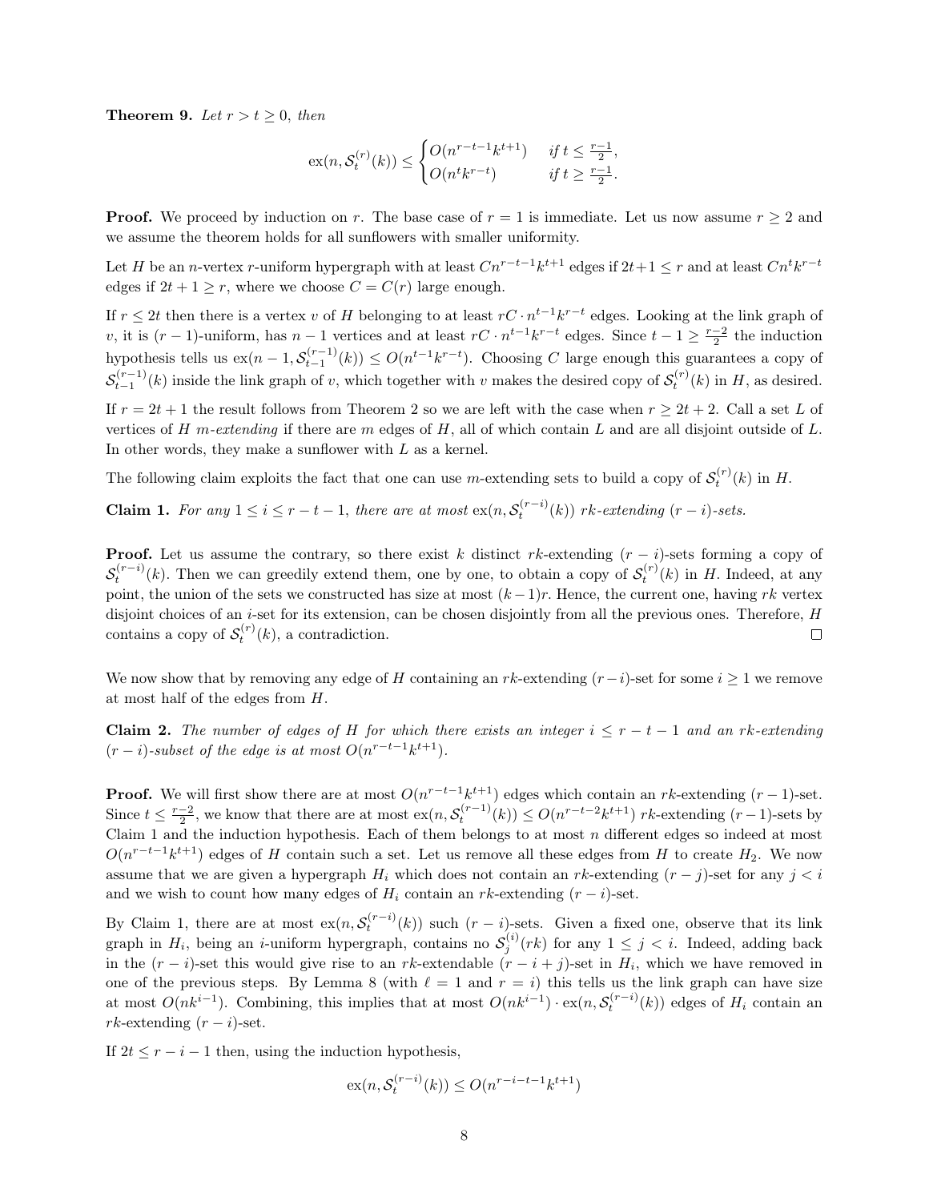**Theorem 9.** *Let $r > t \geq 0$, then*

$$\mathrm{ex}(n, \mathcal{S}_t^{(r)}(k)) \leq \begin{cases} O(n^{r-t-1}k^{t+1}) & \text{if } t \leq \frac{r-1}{2}, \\ O(n^t k^{r-t}) & \text{if } t \geq \frac{r-1}{2}. \end{cases}$$

**Proof.** We proceed by induction on $r$. The base case of $r = 1$ is immediate. Let us now assume $r \geq 2$ and we assume the theorem holds for all sunflowers with smaller uniformity.

Let $H$ be an $n$-vertex $r$-uniform hypergraph with at least $Cn^{r-t-1}k^{t+1}$ edges if $2t+1 \leq r$ and at least $Cn^t k^{r-t}$ edges if $2t + 1 \geq r$, where we choose $C = C(r)$ large enough.

If $r \leq 2t$ then there is a vertex $v$ of $H$ belonging to at least $rC \cdot n^{t-1}k^{r-t}$ edges. Looking at the link graph of $v$, it is $(r-1)$-uniform, has $n-1$ vertices and at least $rC \cdot n^{t-1}k^{r-t}$ edges. Since $t - 1 \geq \frac{r-2}{2}$ the induction hypothesis tells us $\mathrm{ex}(n-1, \mathcal{S}_{t-1}^{(r-1)}(k)) \leq O(n^{t-1}k^{r-t})$. Choosing $C$ large enough this guarantees a copy of $\mathcal{S}_{t-1}^{(r-1)}(k)$ inside the link graph of $v$, which together with $v$ makes the desired copy of $\mathcal{S}_t^{(r)}(k)$ in $H$, as desired.

If $r = 2t+1$ the result follows from Theorem 2 so we are left with the case when $r \geq 2t+2$. Call a set $L$ of vertices of $H$ *$m$-extending* if there are $m$ edges of $H$, all of which contain $L$ and are all disjoint outside of $L$. In other words, they make a sunflower with $L$ as a kernel.

The following claim exploits the fact that one can use $m$-extending sets to build a copy of $\mathcal{S}_t^{(r)}(k)$ in $H$.

**Claim 1.** *For any $1 \leq i \leq r-t-1$, there are at most $\mathrm{ex}(n, \mathcal{S}_t^{(r-i)}(k))$ $rk$-extending $(r-i)$-sets.*

**Proof.** Let us assume the contrary, so there exist $k$ distinct $rk$-extending $(r-i)$-sets forming a copy of $\mathcal{S}_t^{(r-i)}(k)$. Then we can greedily extend them, one by one, to obtain a copy of $\mathcal{S}_t^{(r)}(k)$ in $H$. Indeed, at any point, the union of the sets we constructed has size at most $(k-1)r$. Hence, the current one, having $rk$ vertex disjoint choices of an $i$-set for its extension, can be chosen disjointly from all the previous ones. Therefore, $H$ contains a copy of $\mathcal{S}_t^{(r)}(k)$, a contradiction. □

We now show that by removing any edge of $H$ containing an $rk$-extending $(r-i)$-set for some $i \geq 1$ we remove at most half of the edges from $H$.

**Claim 2.** *The number of edges of $H$ for which there exists an integer $i \leq r-t-1$ and an $rk$-extending $(r-i)$-subset of the edge is at most $O(n^{r-t-1}k^{t+1})$.*

**Proof.** We will first show there are at most $O(n^{r-t-1}k^{t+1})$ edges which contain an $rk$-extending $(r-1)$-set. Since $t \leq \frac{r-2}{2}$, we know that there are at most $\mathrm{ex}(n, \mathcal{S}_t^{(r-1)}(k)) \leq O(n^{r-t-2}k^{t+1})$ $rk$-extending $(r-1)$-sets by Claim 1 and the induction hypothesis. Each of them belongs to at most $n$ different edges so indeed at most $O(n^{r-t-1}k^{t+1})$ edges of $H$ contain such a set. Let us remove all these edges from $H$ to create $H_2$. We now assume that we are given a hypergraph $H_i$ which does not contain an $rk$-extending $(r-j)$-set for any $j < i$ and we wish to count how many edges of $H_i$ contain an $rk$-extending $(r-i)$-set.

By Claim 1, there are at most $\mathrm{ex}(n, \mathcal{S}_t^{(r-i)}(k))$ such $(r-i)$-sets. Given a fixed one, observe that its link graph in $H_i$, being an $i$-uniform hypergraph, contains no $\mathcal{S}_j^{(i)}(rk)$ for any $1 \leq j < i$. Indeed, adding back in the $(r-i)$-set this would give rise to an $rk$-extendable $(r-i+j)$-set in $H_i$, which we have removed in one of the previous steps. By Lemma 8 (with $\ell = 1$ and $r = i$) this tells us the link graph can have size at most $O(nk^{i-1})$. Combining, this implies that at most $O(nk^{i-1}) \cdot \mathrm{ex}(n, \mathcal{S}_t^{(r-i)}(k))$ edges of $H_i$ contain an $rk$-extending $(r-i)$-set.

If $2t \leq r-i-1$ then, using the induction hypothesis,

$$\mathrm{ex}(n, \mathcal{S}_t^{(r-i)}(k)) \leq O(n^{r-i-t-1}k^{t+1})$$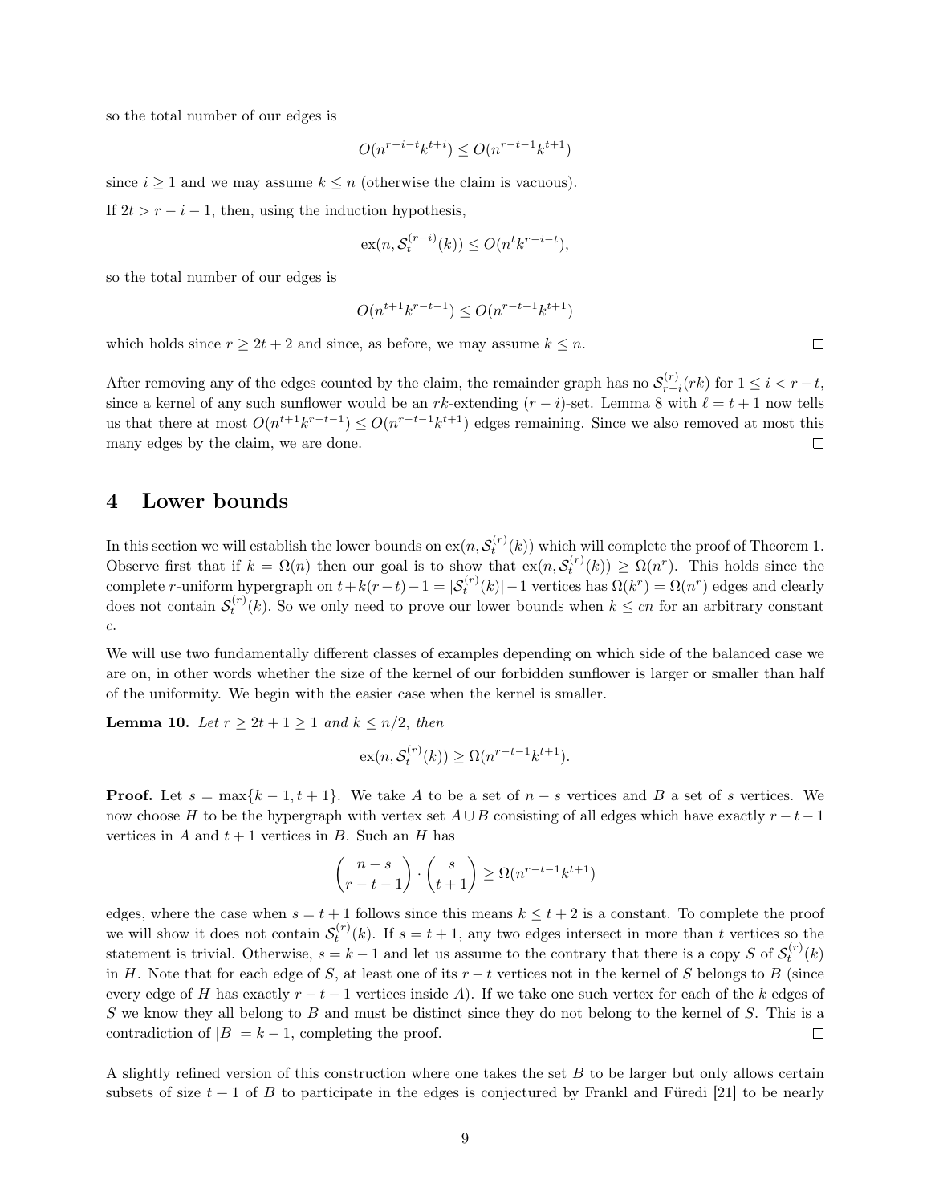so the total number of our edges is

$$O(n^{r-i-t}k^{t+i}) \leq O(n^{r-t-1}k^{t+1})$$

since $i \geq 1$ and we may assume $k \leq n$ (otherwise the claim is vacuous).

If $2t > r-i-1$, then, using the induction hypothesis,

$$\text{ex}(n, \mathcal{S}_t^{(r-i)}(k)) \leq O(n^t k^{r-i-t}),$$

so the total number of our edges is

$$O(n^{t+1}k^{r-t-1}) \leq O(n^{r-t-1}k^{t+1})$$

which holds since $r \geq 2t+2$ and since, as before, we may assume $k \leq n$. $\square$

After removing any of the edges counted by the claim, the remainder graph has no $\mathcal{S}_{r-i}^{(r)}(rk)$ for $1 \leq i < r-t$, since a kernel of any such sunflower would be an $rk$-extending $(r-i)$-set. Lemma 8 with $\ell = t+1$ now tells us that there at most $O(n^{t+1}k^{r-t-1}) \leq O(n^{r-t-1}k^{t+1})$ edges remaining. Since we also removed at most this many edges by the claim, we are done. $\square$

## 4 Lower bounds

In this section we will establish the lower bounds on $\text{ex}(n, \mathcal{S}_t^{(r)}(k))$ which will complete the proof of Theorem 1. Observe first that if $k = \Omega(n)$ then our goal is to show that $\text{ex}(n, \mathcal{S}_t^{(r)}(k)) \geq \Omega(n^r)$. This holds since the complete $r$-uniform hypergraph on $t+k(r-t)-1 = |\mathcal{S}_t^{(r)}(k)|-1$ vertices has $\Omega(k^r) = \Omega(n^r)$ edges and clearly does not contain $\mathcal{S}_t^{(r)}(k)$. So we only need to prove our lower bounds when $k \leq cn$ for an arbitrary constant $c$.

We will use two fundamentally different classes of examples depending on which side of the balanced case we are on, in other words whether the size of the kernel of our forbidden sunflower is larger or smaller than half of the uniformity. We begin with the easier case when the kernel is smaller.

**Lemma 10.** *Let $r \geq 2t+1 \geq 1$ and $k \leq n/2$, then*

$$\text{ex}(n, \mathcal{S}_t^{(r)}(k)) \geq \Omega(n^{r-t-1}k^{t+1}).$$

**Proof.** Let $s = \max\{k-1, t+1\}$. We take $A$ to be a set of $n-s$ vertices and $B$ a set of $s$ vertices. We now choose $H$ to be the hypergraph with vertex set $A \cup B$ consisting of all edges which have exactly $r-t-1$ vertices in $A$ and $t+1$ vertices in $B$. Such an $H$ has

$$\binom{n-s}{r-t-1} \cdot \binom{s}{t+1} \geq \Omega(n^{r-t-1}k^{t+1})$$

edges, where the case when $s = t+1$ follows since this means $k \leq t+2$ is a constant. To complete the proof we will show it does not contain $\mathcal{S}_t^{(r)}(k)$. If $s = t+1$, any two edges intersect in more than $t$ vertices so the statement is trivial. Otherwise, $s = k-1$ and let us assume to the contrary that there is a copy $S$ of $\mathcal{S}_t^{(r)}(k)$ in $H$. Note that for each edge of $S$, at least one of its $r-t$ vertices not in the kernel of $S$ belongs to $B$ (since every edge of $H$ has exactly $r-t-1$ vertices inside $A$). If we take one such vertex for each of the $k$ edges of $S$ we know they all belong to $B$ and must be distinct since they do not belong to the kernel of $S$. This is a contradiction of $|B| = k-1$, completing the proof. $\square$

A slightly refined version of this construction where one takes the set $B$ to be larger but only allows certain subsets of size $t+1$ of $B$ to participate in the edges is conjectured by Frankl and Füredi [21] to be nearly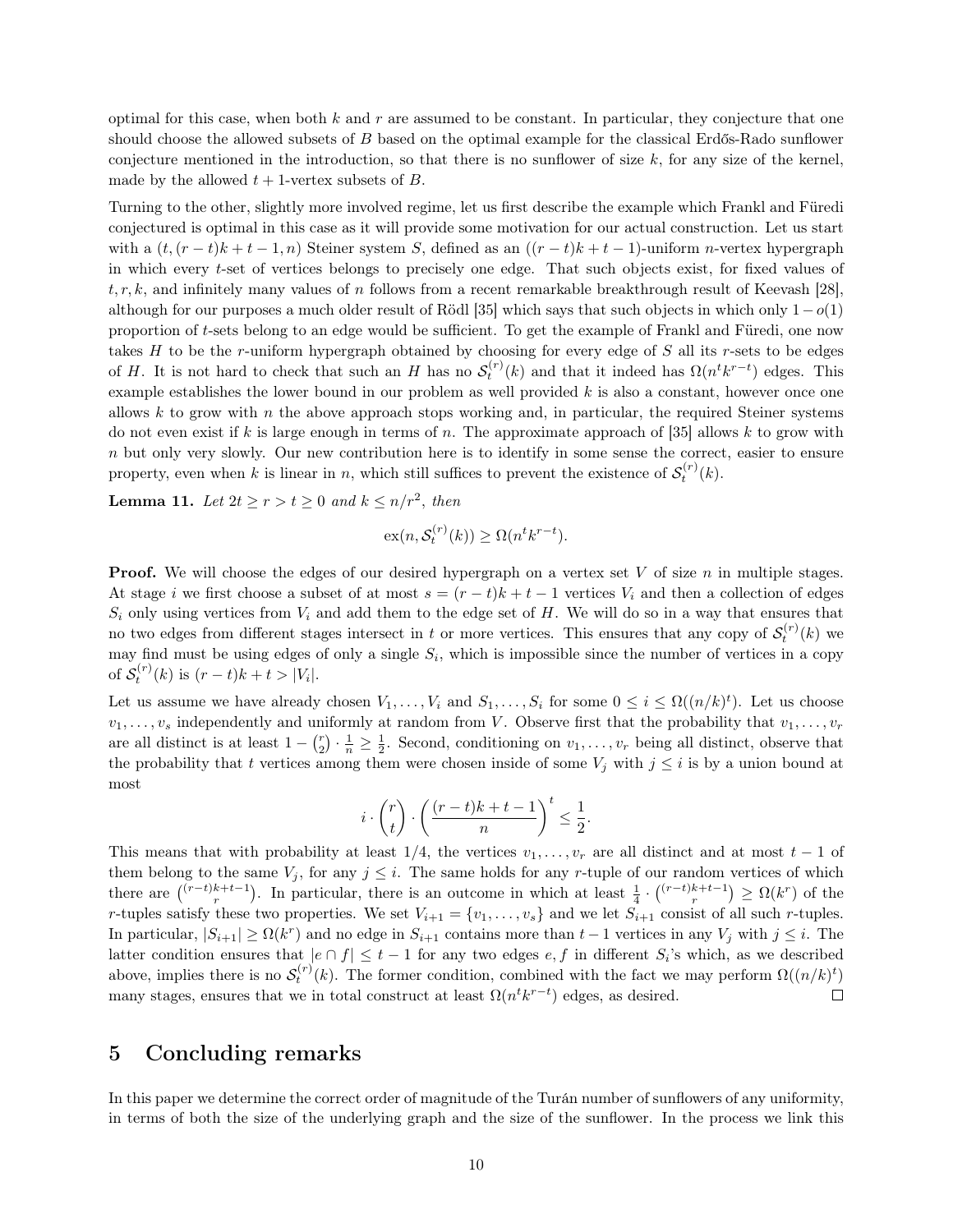optimal for this case, when both $k$ and $r$ are assumed to be constant. In particular, they conjecture that one should choose the allowed subsets of $B$ based on the optimal example for the classical Erdős-Rado sunflower conjecture mentioned in the introduction, so that there is no sunflower of size $k$, for any size of the kernel, made by the allowed $t+1$-vertex subsets of $B$.

Turning to the other, slightly more involved regime, let us first describe the example which Frankl and Füredi conjectured is optimal in this case as it will provide some motivation for our actual construction. Let us start with a $(t, (r-t)k+t-1, n)$ Steiner system $S$, defined as an $((r-t)k+t-1)$-uniform $n$-vertex hypergraph in which every $t$-set of vertices belongs to precisely one edge. That such objects exist, for fixed values of $t, r, k$, and infinitely many values of $n$ follows from a recent remarkable breakthrough result of Keevash [28], although for our purposes a much older result of Rödl [35] which says that such objects in which only $1-o(1)$ proportion of $t$-sets belong to an edge would be sufficient. To get the example of Frankl and Füredi, one now takes $H$ to be the $r$-uniform hypergraph obtained by choosing for every edge of $S$ all its $r$-sets to be edges of $H$. It is not hard to check that such an $H$ has no $\mathcal{S}_t^{(r)}(k)$ and that it indeed has $\Omega(n^t k^{r-t})$ edges. This example establishes the lower bound in our problem as well provided $k$ is also a constant, however once one allows $k$ to grow with $n$ the above approach stops working and, in particular, the required Steiner systems do not even exist if $k$ is large enough in terms of $n$. The approximate approach of [35] allows $k$ to grow with $n$ but only very slowly. Our new contribution here is to identify in some sense the correct, easier to ensure property, even when $k$ is linear in $n$, which still suffices to prevent the existence of $\mathcal{S}_t^{(r)}(k)$.

**Lemma 11.** *Let $2t \geq r > t \geq 0$ and $k \leq n/r^2$, then*

$$\mathrm{ex}(n, \mathcal{S}_t^{(r)}(k)) \geq \Omega(n^t k^{r-t}).$$

**Proof.** We will choose the edges of our desired hypergraph on a vertex set $V$ of size $n$ in multiple stages. At stage $i$ we first choose a subset of at most $s = (r-t)k+t-1$ vertices $V_i$ and then a collection of edges $S_i$ only using vertices from $V_i$ and add them to the edge set of $H$. We will do so in a way that ensures that no two edges from different stages intersect in $t$ or more vertices. This ensures that any copy of $\mathcal{S}_t^{(r)}(k)$ we may find must be using edges of only a single $S_i$, which is impossible since the number of vertices in a copy of $\mathcal{S}_t^{(r)}(k)$ is $(r-t)k+t > |V_i|$.

Let us assume we have already chosen $V_1, \ldots, V_i$ and $S_1, \ldots, S_i$ for some $0 \leq i \leq \Omega((n/k)^t)$. Let us choose $v_1, \ldots, v_s$ independently and uniformly at random from $V$. Observe first that the probability that $v_1, \ldots, v_r$ are all distinct is at least $1 - \binom{r}{2} \cdot \frac{1}{n} \geq \frac{1}{2}$. Second, conditioning on $v_1, \ldots, v_r$ being all distinct, observe that the probability that $t$ vertices among them were chosen inside of some $V_j$ with $j \leq i$ is by a union bound at most

$$i \cdot \binom{r}{t} \cdot \left(\frac{(r-t)k+t-1}{n}\right)^t \leq \frac{1}{2}.$$

This means that with probability at least $1/4$, the vertices $v_1, \ldots, v_r$ are all distinct and at most $t-1$ of them belong to the same $V_j$, for any $j \leq i$. The same holds for any $r$-tuple of our random vertices of which there are $\binom{(r-t)k+t-1}{r}$. In particular, there is an outcome in which at least $\frac{1}{4} \cdot \binom{(r-t)k+t-1}{r} \geq \Omega(k^r)$ of the $r$-tuples satisfy these two properties. We set $V_{i+1} = \{v_1, \ldots, v_s\}$ and we let $S_{i+1}$ consist of all such $r$-tuples. In particular, $|S_{i+1}| \geq \Omega(k^r)$ and no edge in $S_{i+1}$ contains more than $t-1$ vertices in any $V_j$ with $j \leq i$. The latter condition ensures that $|e \cap f| \leq t-1$ for any two edges $e, f$ in different $S_i$'s which, as we described above, implies there is no $\mathcal{S}_t^{(r)}(k)$. The former condition, combined with the fact we may perform $\Omega((n/k)^t)$ many stages, ensures that we in total construct at least $\Omega(n^t k^{r-t})$ edges, as desired. $\square$

## 5 Concluding remarks

In this paper we determine the correct order of magnitude of the Turán number of sunflowers of any uniformity, in terms of both the size of the underlying graph and the size of the sunflower. In the process we link this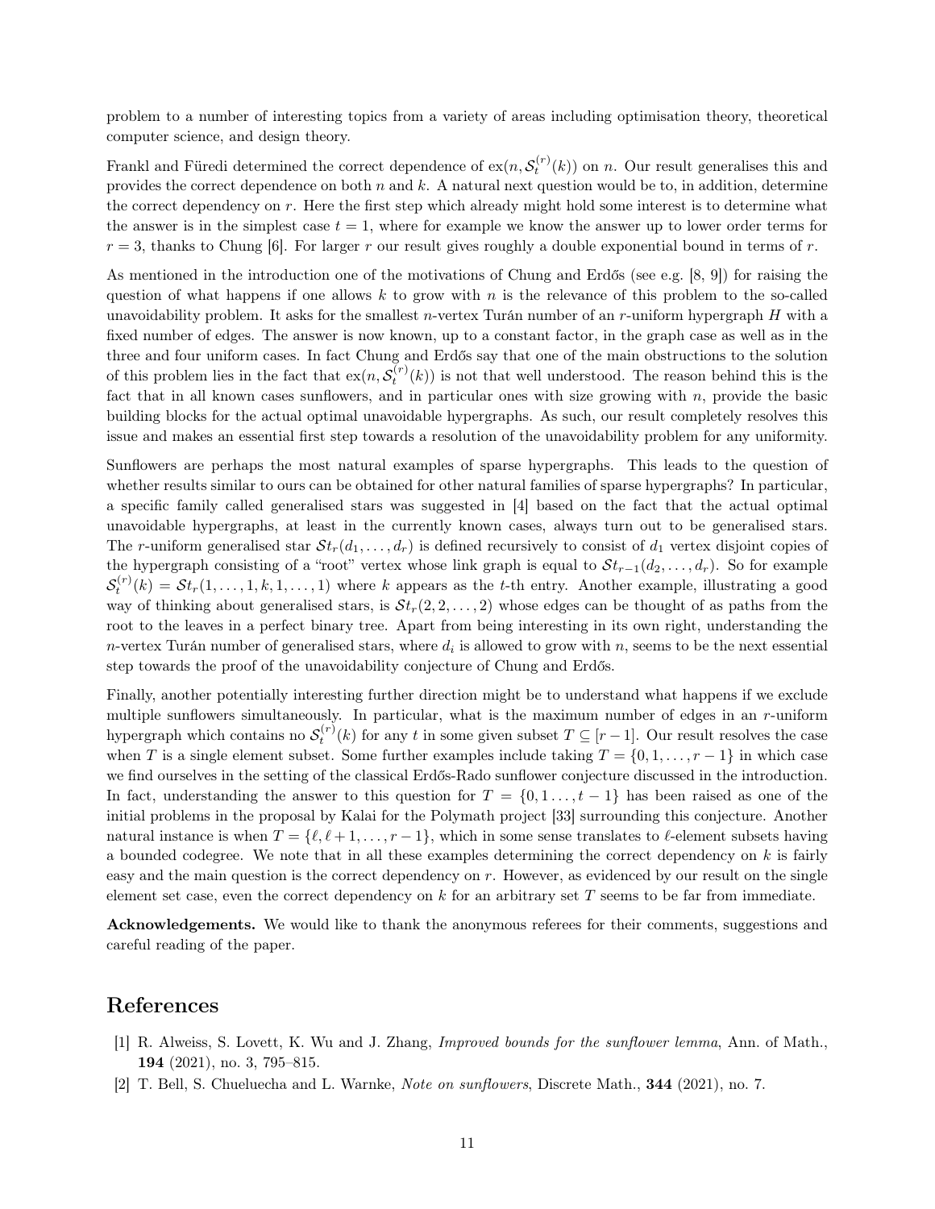problem to a number of interesting topics from a variety of areas including optimisation theory, theoretical computer science, and design theory.

Frankl and Füredi determined the correct dependence of $\mathrm{ex}(n, \mathcal{S}_t^{(r)}(k))$ on $n$. Our result generalises this and provides the correct dependence on both $n$ and $k$. A natural next question would be to, in addition, determine the correct dependency on $r$. Here the first step which already might hold some interest is to determine what the answer is in the simplest case $t = 1$, where for example we know the answer up to lower order terms for $r = 3$, thanks to Chung [6]. For larger $r$ our result gives roughly a double exponential bound in terms of $r$.

As mentioned in the introduction one of the motivations of Chung and Erdős (see e.g. [8, 9]) for raising the question of what happens if one allows $k$ to grow with $n$ is the relevance of this problem to the so-called unavoidability problem. It asks for the smallest $n$-vertex Turán number of an $r$-uniform hypergraph $H$ with a fixed number of edges. The answer is now known, up to a constant factor, in the graph case as well as in the three and four uniform cases. In fact Chung and Erdős say that one of the main obstructions to the solution of this problem lies in the fact that $\mathrm{ex}(n, \mathcal{S}_t^{(r)}(k))$ is not that well understood. The reason behind this is the fact that in all known cases sunflowers, and in particular ones with size growing with $n$, provide the basic building blocks for the actual optimal unavoidable hypergraphs. As such, our result completely resolves this issue and makes an essential first step towards a resolution of the unavoidability problem for any uniformity.

Sunflowers are perhaps the most natural examples of sparse hypergraphs. This leads to the question of whether results similar to ours can be obtained for other natural families of sparse hypergraphs? In particular, a specific family called generalised stars was suggested in [4] based on the fact that the actual optimal unavoidable hypergraphs, at least in the currently known cases, always turn out to be generalised stars. The $r$-uniform generalised star $\mathcal{S}t_r(d_1, \ldots, d_r)$ is defined recursively to consist of $d_1$ vertex disjoint copies of the hypergraph consisting of a "root" vertex whose link graph is equal to $\mathcal{S}t_{r-1}(d_2, \ldots, d_r)$. So for example $\mathcal{S}_t^{(r)}(k) = \mathcal{S}t_r(1, \ldots, 1, k, 1, \ldots, 1)$ where $k$ appears as the $t$-th entry. Another example, illustrating a good way of thinking about generalised stars, is $\mathcal{S}t_r(2, 2, \ldots, 2)$ whose edges can be thought of as paths from the root to the leaves in a perfect binary tree. Apart from being interesting in its own right, understanding the $n$-vertex Turán number of generalised stars, where $d_i$ is allowed to grow with $n$, seems to be the next essential step towards the proof of the unavoidability conjecture of Chung and Erdős.

Finally, another potentially interesting further direction might be to understand what happens if we exclude multiple sunflowers simultaneously. In particular, what is the maximum number of edges in an $r$-uniform hypergraph which contains no $\mathcal{S}_t^{(r)}(k)$ for any $t$ in some given subset $T \subseteq [r-1]$. Our result resolves the case when $T$ is a single element subset. Some further examples include taking $T = \{0, 1, \ldots, r-1\}$ in which case we find ourselves in the setting of the classical Erdős-Rado sunflower conjecture discussed in the introduction. In fact, understanding the answer to this question for $T = \{0, 1 \ldots, t-1\}$ has been raised as one of the initial problems in the proposal by Kalai for the Polymath project [33] surrounding this conjecture. Another natural instance is when $T = \{\ell, \ell+1, \ldots, r-1\}$, which in some sense translates to $\ell$-element subsets having a bounded codegree. We note that in all these examples determining the correct dependency on $k$ is fairly easy and the main question is the correct dependency on $r$. However, as evidenced by our result on the single element set case, even the correct dependency on $k$ for an arbitrary set $T$ seems to be far from immediate.

**Acknowledgements.** We would like to thank the anonymous referees for their comments, suggestions and careful reading of the paper.

# References

[1] R. Alweiss, S. Lovett, K. Wu and J. Zhang, *Improved bounds for the sunflower lemma*, Ann. of Math., **194** (2021), no. 3, 795–815.

[2] T. Bell, S. Chueluecha and L. Warnke, *Note on sunflowers*, Discrete Math., **344** (2021), no. 7.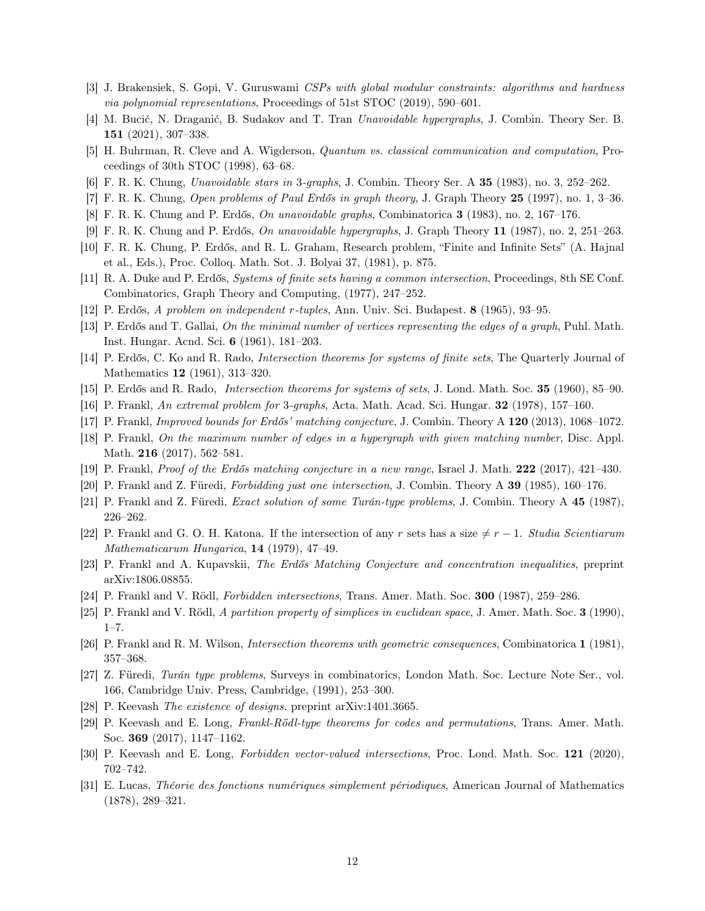[3] J. Brakensiek, S. Gopi, V. Guruswami *CSPs with global modular constraints: algorithms and hardness via polynomial representations*, Proceedings of 51st STOC (2019), 590–601.

[4] M. Bucić, N. Draganić, B. Sudakov and T. Tran *Unavoidable hypergraphs*, J. Combin. Theory Ser. B. **151** (2021), 307–338.

[5] H. Buhrman, R. Cleve and A. Wigderson, *Quantum vs. classical communication and computation*, Proceedings of 30th STOC (1998), 63–68.

[6] F. R. K. Chung, *Unavoidable stars in 3-graphs*, J. Combin. Theory Ser. A **35** (1983), no. 3, 252–262.

[7] F. R. K. Chung, *Open problems of Paul Erdős in graph theory*, J. Graph Theory **25** (1997), no. 1, 3–36.

[8] F. R. K. Chung and P. Erdős, *On unavoidable graphs*, Combinatorica **3** (1983), no. 2, 167–176.

[9] F. R. K. Chung and P. Erdős, *On unavoidable hypergraphs*, J. Graph Theory **11** (1987), no. 2, 251–263.

[10] F. R. K. Chung, P. Erdős, and R. L. Graham, Research problem, "Finite and Infinite Sets" (A. Hajnal et al., Eds.), Proc. Colloq. Math. Sot. J. Bolyai 37, (1981), p. 875.

[11] R. A. Duke and P. Erdős, *Systems of finite sets having a common intersection*, Proceedings, 8th SE Conf. Combinatorics, Graph Theory and Computing, (1977), 247–252.

[12] P. Erdős, *A problem on independent r-tuples*, Ann. Univ. Sci. Budapest. **8** (1965), 93–95.

[13] P. Erdős and T. Gallai, *On the minimal number of vertices representing the edges of a graph*, Puhl. Math. Inst. Hungar. Acnd. Sci. **6** (1961), 181–203.

[14] P. Erdős, C. Ko and R. Rado, *Intersection theorems for systems of finite sets*, The Quarterly Journal of Mathematics **12** (1961), 313–320.

[15] P. Erdős and R. Rado, *Intersection theorems for systems of sets*, J. Lond. Math. Soc. **35** (1960), 85–90.

[16] P. Frankl, *An extremal problem for 3-graphs*, Acta. Math. Acad. Sci. Hungar. **32** (1978), 157–160.

[17] P. Frankl, *Improved bounds for Erdős' matching conjecture*, J. Combin. Theory A **120** (2013), 1068–1072.

[18] P. Frankl, *On the maximum number of edges in a hypergraph with given matching number*, Disc. Appl. Math. **216** (2017), 562–581.

[19] P. Frankl, *Proof of the Erdős matching conjecture in a new range*, Israel J. Math. **222** (2017), 421–430.

[20] P. Frankl and Z. Füredi, *Forbidding just one intersection*, J. Combin. Theory A **39** (1985), 160–176.

[21] P. Frankl and Z. Füredi, *Exact solution of some Turán-type problems*, J. Combin. Theory A **45** (1987), 226–262.

[22] P. Frankl and G. O. H. Katona. If the intersection of any $r$ sets has a size $\neq r-1$. *Studia Scientiarum Mathematicarum Hungarica*, **14** (1979), 47–49.

[23] P. Frankl and A. Kupavskii, *The Erdős Matching Conjecture and concentration inequalities*, preprint arXiv:1806.08855.

[24] P. Frankl and V. Rödl, *Forbidden intersections*, Trans. Amer. Math. Soc. **300** (1987), 259–286.

[25] P. Frankl and V. Rödl, *A partition property of simplices in euclidean space*, J. Amer. Math. Soc. **3** (1990), 1–7.

[26] P. Frankl and R. M. Wilson, *Intersection theorems with geometric consequences*, Combinatorica **1** (1981), 357–368.

[27] Z. Füredi, *Turán type problems*, Surveys in combinatorics, London Math. Soc. Lecture Note Ser., vol. 166, Cambridge Univ. Press, Cambridge, (1991), 253–300.

[28] P. Keevash *The existence of designs.* preprint arXiv:1401.3665.

[29] P. Keevash and E. Long, *Frankl-Rödl-type theorems for codes and permutations*, Trans. Amer. Math. Soc. **369** (2017), 1147–1162.

[30] P. Keevash and E. Long, *Forbidden vector-valued intersections*, Proc. Lond. Math. Soc. **121** (2020), 702–742.

[31] E. Lucas, *Théorie des fonctions numériques simplement périodiques*, American Journal of Mathematics (1878), 289–321.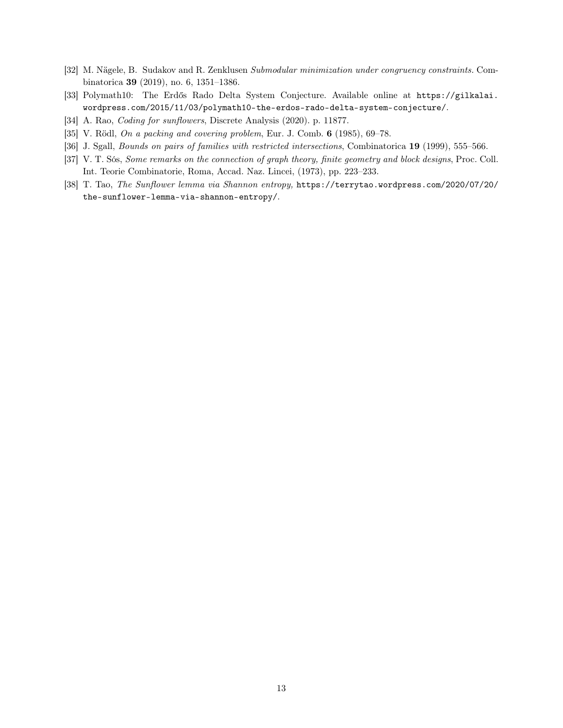[32] M. Nägele, B. Sudakov and R. Zenklusen *Submodular minimization under congruency constraints.* Combinatorica **39** (2019), no. 6, 1351–1386.

[33] Polymath10: The Erdős Rado Delta System Conjecture. Available online at https://gilkalai.wordpress.com/2015/11/03/polymath10-the-erdos-rado-delta-system-conjecture/.

[34] A. Rao, *Coding for sunflowers*, Discrete Analysis (2020). p. 11877.

[35] V. Rödl, *On a packing and covering problem*, Eur. J. Comb. **6** (1985), 69–78.

[36] J. Sgall, *Bounds on pairs of families with restricted intersections*, Combinatorica **19** (1999), 555–566.

[37] V. T. Sós, *Some remarks on the connection of graph theory, finite geometry and block designs*, Proc. Coll. Int. Teorie Combinatorie, Roma, Accad. Naz. Lincei, (1973), pp. 223–233.

[38] T. Tao, *The Sunflower lemma via Shannon entropy,* https://terrytao.wordpress.com/2020/07/20/the-sunflower-lemma-via-shannon-entropy/.